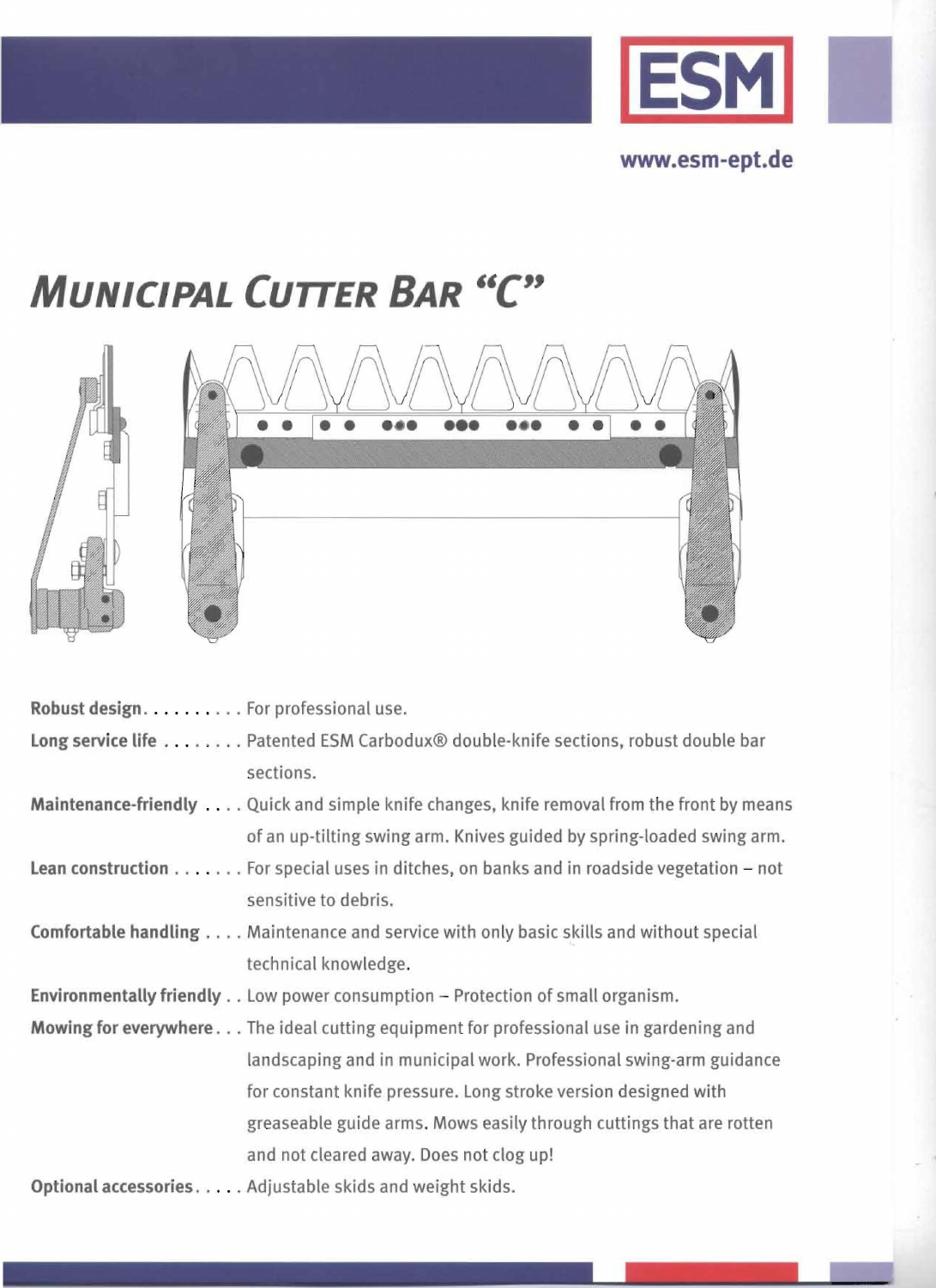ESM

www.esm-ept.de

# *Municipal Cutter Bar "C"*

**Robust design** . . . . . . . . . . For professional use.

**Long service life** . . . . . . . . Patented ESM Carbodux® double-knife sections, robust double bar sections.

**Maintenance-friendly** . . . . Quick and simple knife changes, knife removal from the front by means of an up-tilting swing arm. Knives guided by spring-loaded swing arm.

**Lean construction** . . . . . . . For special uses in ditches, on banks and in roadside vegetation – not sensitive to debris.

**Comfortable handling** . . . . Maintenance and service with only basic skills and without special technical knowledge.

**Environmentally friendly** . . Low power consumption – Protection of small organism.

**Mowing for everywhere** . . . The ideal cutting equipment for professional use in gardening and landscaping and in municipal work. Professional swing-arm guidance for constant knife pressure. Long stroke version designed with greaseable guide arms. Mows easily through cuttings that are rotten and not cleared away. Does not clog up!

**Optional accessories** . . . . . Adjustable skids and weight skids.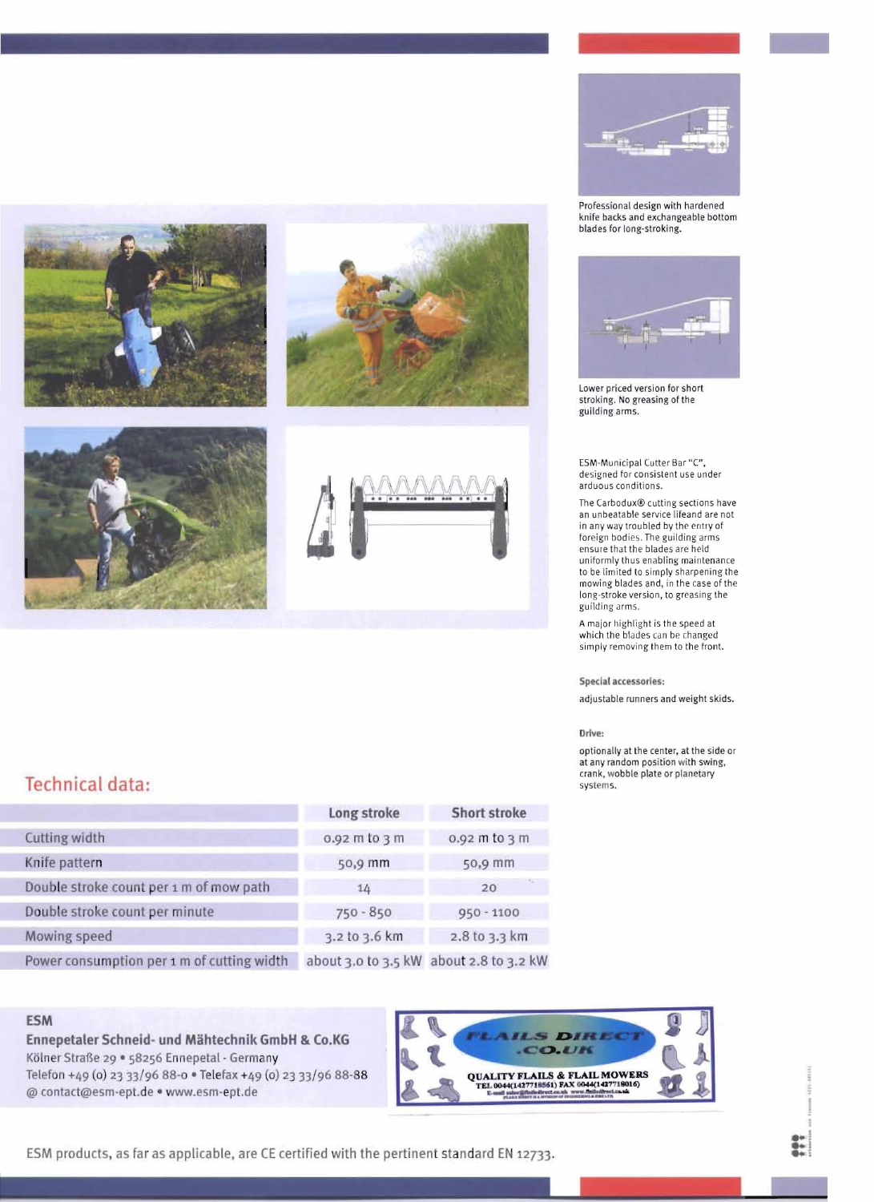Professional design with hardened knife backs and exchangeable bottom blades for long-stroking.

Lower priced version for short stroking. No greasing of the guilding arms.

ESM-Municipal Cutter Bar "C", designed for consistent use under arduous conditions.

The Carbodux® cutting sections have an unbeatable service lifeand are not in any way troubled by the entry of foreign bodies. The guilding arms ensure that the blades are held uniformly thus enabling maintenance to be limited to simply sharpening the mowing blades and, in the case of the long-stroke version, to greasing the guilding arms.

A major highlight is the speed at which the blades can be changed simply removing them to the front.

**Special accessories:**

adjustable runners and weight skids.

**Drive:**

optionally at the center, at the side or at any random position with swing, crank, wobble plate or planetary systems.

## Technical data:

| | Long stroke | Short stroke |
|---|---|---|
| Cutting width | 0.92 m to 3 m | 0.92 m to 3 m |
| Knife pattern | 50,9 mm | 50,9 mm |
| Double stroke count per 1 m of mow path | 14 | 20 |
| Double stroke count per minute | 750 - 850 | 950 - 1100 |
| Mowing speed | 3.2 to 3.6 km | 2.8 to 3.3 km |
| Power consumption per 1 m of cutting width | about 3.0 to 3.5 kW | about 2.8 to 3.2 kW |

**ESM**
**Ennepetaler Schneid- und Mähtechnik GmbH & Co.KG**
Kölner Straße 29 • 58256 Ennepetal - Germany
Telefon +49 (0) 23 33/96 88-0 • Telefax +49 (0) 23 33/96 88-88
@ contact@esm-ept.de • www.esm-ept.de

FLAILS DIRECT .CO.UK
QUALITY FLAILS & FLAIL MOWERS
TEL 0044(1427718561) FAX 0044(1427718016)

ESM products, as far as applicable, are CE certified with the pertinent standard EN 12733.